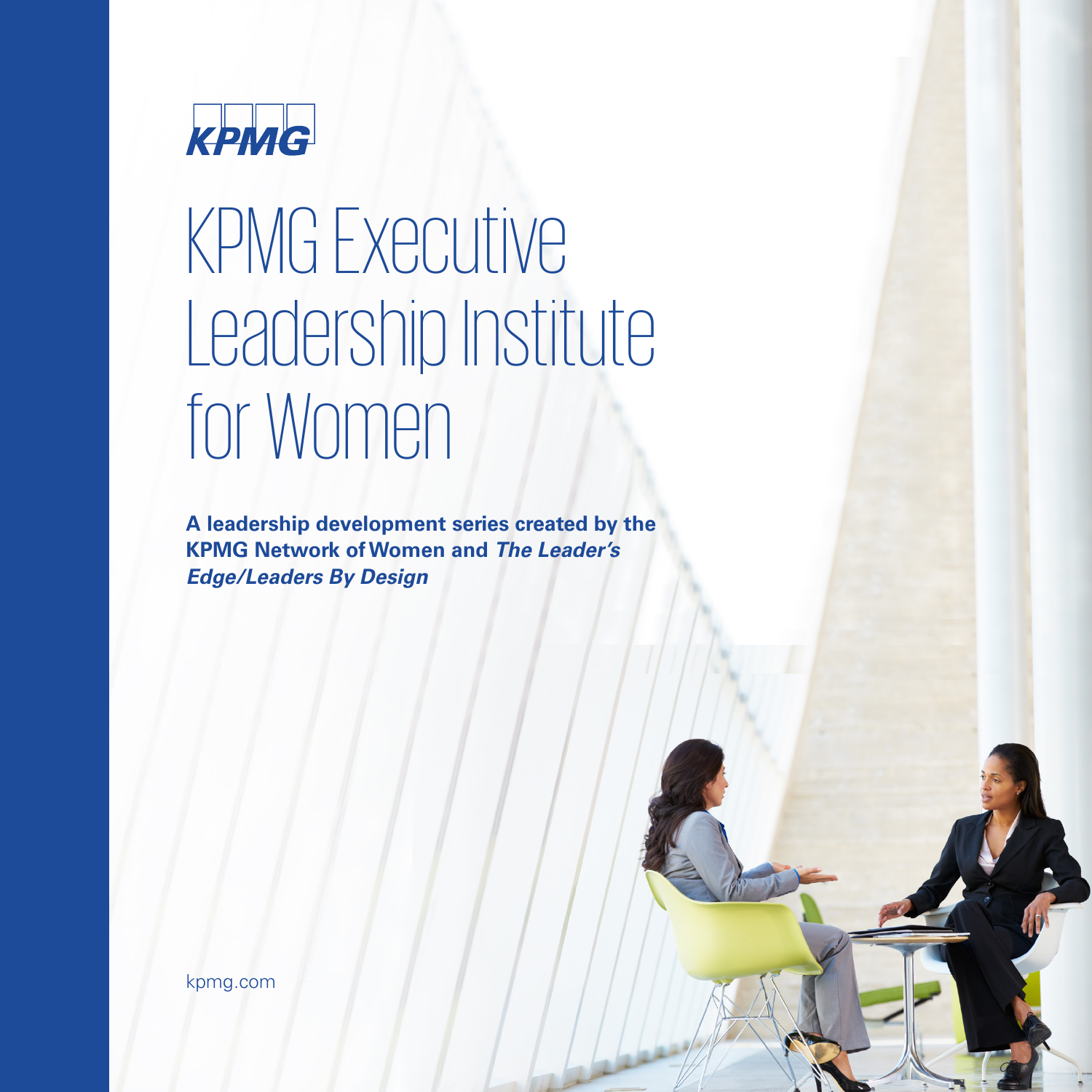KPMG

# KPMG Executive Leadership Institute for Women

**A leadership development series created by the KPMG Network of Women and *The Leader's Edge/Leaders By Design***

kpmg.com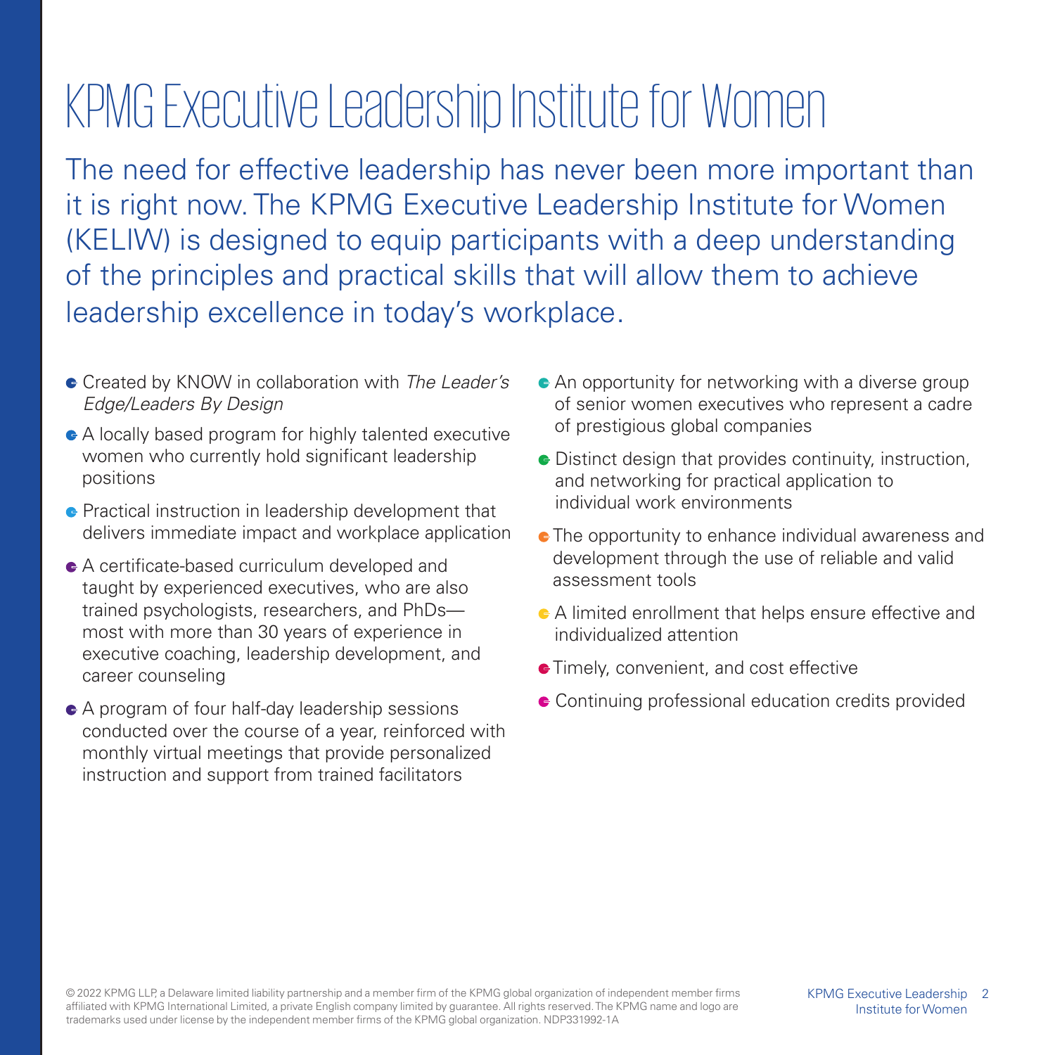# KPMG Executive Leadership Institute for Women

The need for effective leadership has never been more important than it is right now. The KPMG Executive Leadership Institute for Women (KELIW) is designed to equip participants with a deep understanding of the principles and practical skills that will allow them to achieve leadership excellence in today's workplace.

- Created by KNOW in collaboration with *The Leader's Edge/Leaders By Design*
- A locally based program for highly talented executive women who currently hold significant leadership positions
- Practical instruction in leadership development that delivers immediate impact and workplace application
- A certificate-based curriculum developed and taught by experienced executives, who are also trained psychologists, researchers, and PhDs—most with more than 30 years of experience in executive coaching, leadership development, and career counseling
- A program of four half-day leadership sessions conducted over the course of a year, reinforced with monthly virtual meetings that provide personalized instruction and support from trained facilitators
- An opportunity for networking with a diverse group of senior women executives who represent a cadre of prestigious global companies
- Distinct design that provides continuity, instruction, and networking for practical application to individual work environments
- The opportunity to enhance individual awareness and development through the use of reliable and valid assessment tools
- A limited enrollment that helps ensure effective and individualized attention
- Timely, convenient, and cost effective
- Continuing professional education credits provided

© 2022 KPMG LLP, a Delaware limited liability partnership and a member firm of the KPMG global organization of independent member firms affiliated with KPMG International Limited, a private English company limited by guarantee. All rights reserved. The KPMG name and logo are trademarks used under license by the independent member firms of the KPMG global organization. NDP331992-1A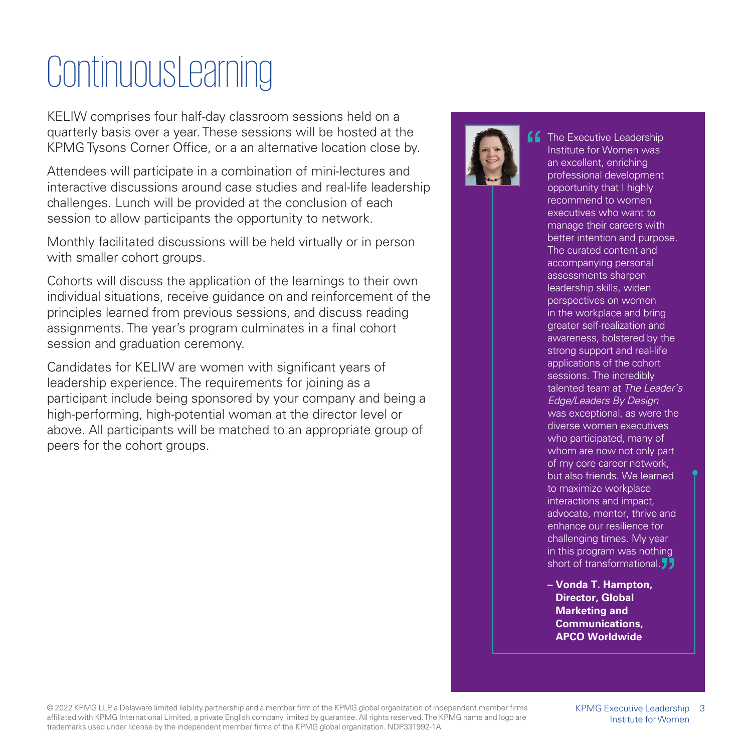# Continuous Learning

KELIW comprises four half-day classroom sessions held on a quarterly basis over a year. These sessions will be hosted at the KPMG Tysons Corner Office, or a an alternative location close by.

Attendees will participate in a combination of mini-lectures and interactive discussions around case studies and real-life leadership challenges. Lunch will be provided at the conclusion of each session to allow participants the opportunity to network.

Monthly facilitated discussions will be held virtually or in person with smaller cohort groups.

Cohorts will discuss the application of the learnings to their own individual situations, receive guidance on and reinforcement of the principles learned from previous sessions, and discuss reading assignments. The year's program culminates in a final cohort session and graduation ceremony.

Candidates for KELIW are women with significant years of leadership experience. The requirements for joining as a participant include being sponsored by your company and being a high-performing, high-potential woman at the director level or above. All participants will be matched to an appropriate group of peers for the cohort groups.

> "The Executive Leadership Institute for Women was an excellent, enriching professional development opportunity that I highly recommend to women executives who want to manage their careers with better intention and purpose. The curated content and accompanying personal assessments sharpen leadership skills, widen perspectives on women in the workplace and bring greater self-realization and awareness, bolstered by the strong support and real-life applications of the cohort sessions. The incredibly talented team at *The Leader's Edge/Leaders By Design* was exceptional, as were the diverse women executives who participated, many of whom are now not only part of my core career network, but also friends. We learned to maximize workplace interactions and impact, advocate, mentor, thrive and enhance our resilience for challenging times. My year in this program was nothing short of transformational."
>
> **– Vonda T. Hampton, Director, Global Marketing and Communications, APCO Worldwide**

© 2022 KPMG LLP, a Delaware limited liability partnership and a member firm of the KPMG global organization of independent member firms affiliated with KPMG International Limited, a private English company limited by guarantee. All rights reserved. The KPMG name and logo are trademarks used under license by the independent member firms of the KPMG global organization. NDP331992-1A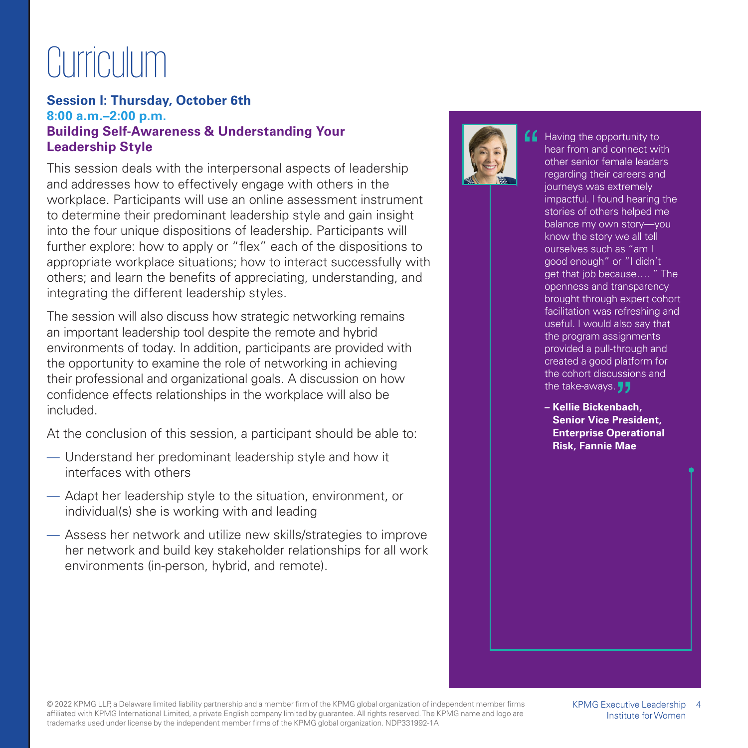# Curriculum

**Session I: Thursday, October 6th**
**8:00 a.m.–2:00 p.m.**
**Building Self-Awareness & Understanding Your Leadership Style**

This session deals with the interpersonal aspects of leadership and addresses how to effectively engage with others in the workplace. Participants will use an online assessment instrument to determine their predominant leadership style and gain insight into the four unique dispositions of leadership. Participants will further explore: how to apply or "flex" each of the dispositions to appropriate workplace situations; how to interact successfully with others; and learn the benefits of appreciating, understanding, and integrating the different leadership styles.

The session will also discuss how strategic networking remains an important leadership tool despite the remote and hybrid environments of today. In addition, participants are provided with the opportunity to examine the role of networking in achieving their professional and organizational goals. A discussion on how confidence effects relationships in the workplace will also be included.

At the conclusion of this session, a participant should be able to:

- Understand her predominant leadership style and how it interfaces with others
- Adapt her leadership style to the situation, environment, or individual(s) she is working with and leading
- Assess her network and utilize new skills/strategies to improve her network and build key stakeholder relationships for all work environments (in-person, hybrid, and remote).

> "Having the opportunity to hear from and connect with other senior female leaders regarding their careers and journeys was extremely impactful. I found hearing the stories of others helped me balance my own story—you know the story we all tell ourselves such as "am I good enough" or "I didn't get that job because…. " The openness and transparency brought through expert cohort facilitation was refreshing and useful. I would also say that the program assignments provided a pull-through and created a good platform for the cohort discussions and the take-aways."
>
> **– Kellie Bickenbach, Senior Vice President, Enterprise Operational Risk, Fannie Mae**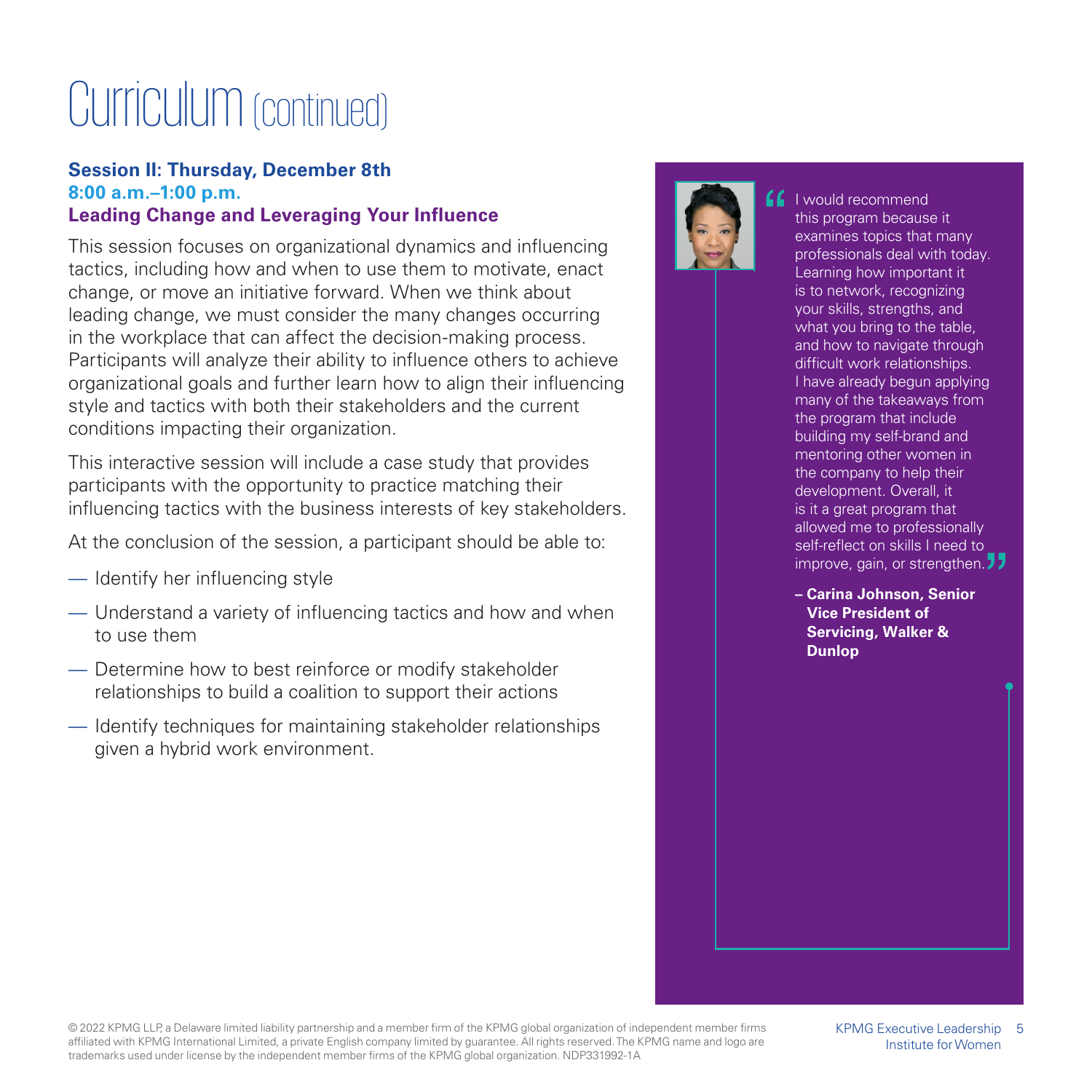# Curriculum (continued)

**Session II: Thursday, December 8th**
**8:00 a.m.–1:00 p.m.**
**Leading Change and Leveraging Your Influence**

This session focuses on organizational dynamics and influencing tactics, including how and when to use them to motivate, enact change, or move an initiative forward. When we think about leading change, we must consider the many changes occurring in the workplace that can affect the decision-making process. Participants will analyze their ability to influence others to achieve organizational goals and further learn how to align their influencing style and tactics with both their stakeholders and the current conditions impacting their organization.

This interactive session will include a case study that provides participants with the opportunity to practice matching their influencing tactics with the business interests of key stakeholders.

At the conclusion of the session, a participant should be able to:

- Identify her influencing style
- Understand a variety of influencing tactics and how and when to use them
- Determine how to best reinforce or modify stakeholder relationships to build a coalition to support their actions
- Identify techniques for maintaining stakeholder relationships given a hybrid work environment.

> "I would recommend this program because it examines topics that many professionals deal with today. Learning how important it is to network, recognizing your skills, strengths, and what you bring to the table, and how to navigate through difficult work relationships. I have already begun applying many of the takeaways from the program that include building my self-brand and mentoring other women in the company to help their development. Overall, it is it a great program that allowed me to professionally self-reflect on skills I need to improve, gain, or strengthen."
>
> **– Carina Johnson, Senior Vice President of Servicing, Walker & Dunlop**

© 2022 KPMG LLP, a Delaware limited liability partnership and a member firm of the KPMG global organization of independent member firms affiliated with KPMG International Limited, a private English company limited by guarantee. All rights reserved. The KPMG name and logo are trademarks used under license by the independent member firms of the KPMG global organization. NDP331992-1A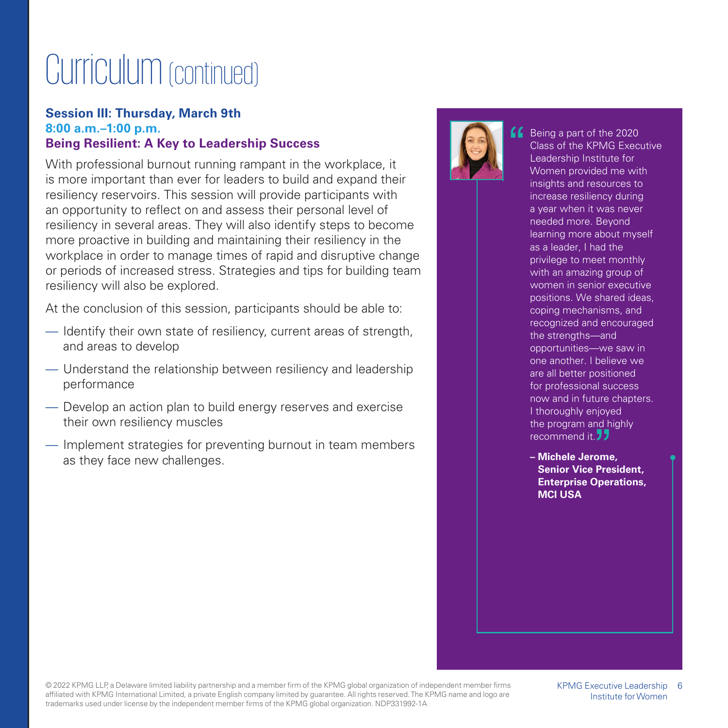# Curriculum (continued)

**Session III: Thursday, March 9th**
**8:00 a.m.–1:00 p.m.**
**Being Resilient: A Key to Leadership Success**

With professional burnout running rampant in the workplace, it is more important than ever for leaders to build and expand their resiliency reservoirs. This session will provide participants with an opportunity to reflect on and assess their personal level of resiliency in several areas. They will also identify steps to become more proactive in building and maintaining their resiliency in the workplace in order to manage times of rapid and disruptive change or periods of increased stress. Strategies and tips for building team resiliency will also be explored.

At the conclusion of this session, participants should be able to:

- Identify their own state of resiliency, current areas of strength, and areas to develop
- Understand the relationship between resiliency and leadership performance
- Develop an action plan to build energy reserves and exercise their own resiliency muscles
- Implement strategies for preventing burnout in team members as they face new challenges.

> "Being a part of the 2020 Class of the KPMG Executive Leadership Institute for Women provided me with insights and resources to increase resiliency during a year when it was never needed more. Beyond learning more about myself as a leader, I had the privilege to meet monthly with an amazing group of women in senior executive positions. We shared ideas, coping mechanisms, and recognized and encouraged the strengths—and opportunities—we saw in one another. I believe we are all better positioned for professional success now and in future chapters. I thoroughly enjoyed the program and highly recommend it."
>
> **– Michele Jerome, Senior Vice President, Enterprise Operations, MCI USA**

© 2022 KPMG LLP, a Delaware limited liability partnership and a member firm of the KPMG global organization of independent member firms affiliated with KPMG International Limited, a private English company limited by guarantee. All rights reserved. The KPMG name and logo are trademarks used under license by the independent member firms of the KPMG global organization. NDP331992-1A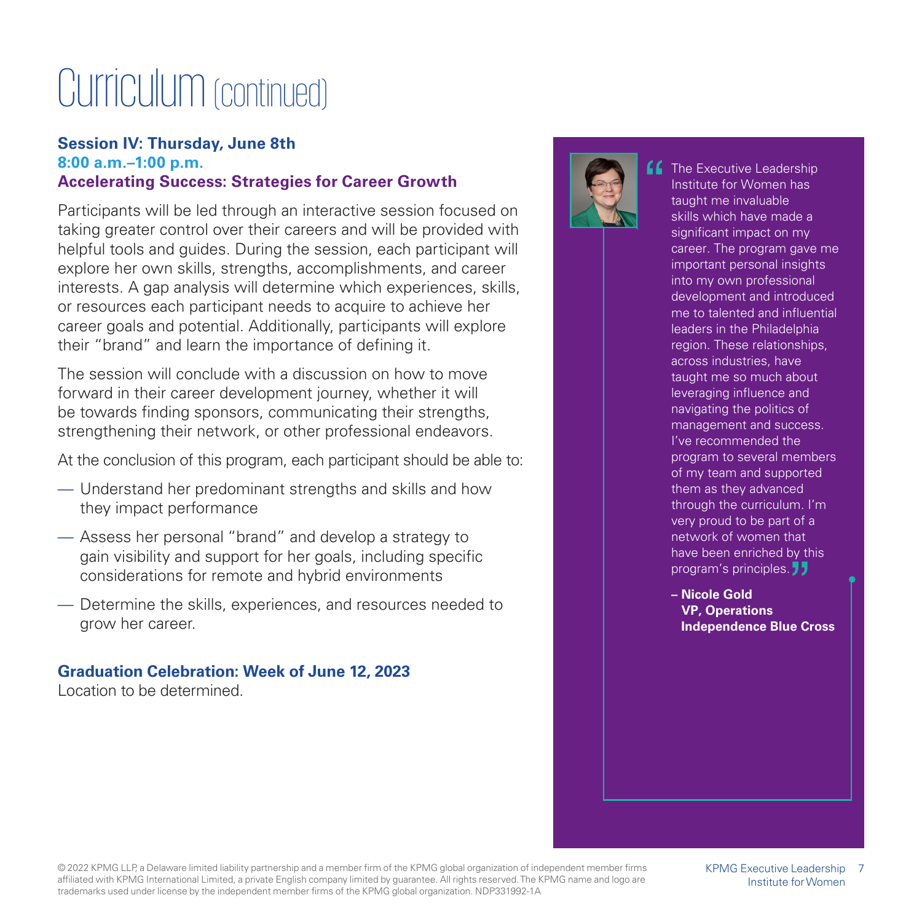# Curriculum (continued)

**Session IV: Thursday, June 8th**
**8:00 a.m.–1:00 p.m.**
**Accelerating Success: Strategies for Career Growth**

Participants will be led through an interactive session focused on taking greater control over their careers and will be provided with helpful tools and guides. During the session, each participant will explore her own skills, strengths, accomplishments, and career interests. A gap analysis will determine which experiences, skills, or resources each participant needs to acquire to achieve her career goals and potential. Additionally, participants will explore their "brand" and learn the importance of defining it.

The session will conclude with a discussion on how to move forward in their career development journey, whether it will be towards finding sponsors, communicating their strengths, strengthening their network, or other professional endeavors.

At the conclusion of this program, each participant should be able to:

- Understand her predominant strengths and skills and how they impact performance
- Assess her personal "brand" and develop a strategy to gain visibility and support for her goals, including specific considerations for remote and hybrid environments
- Determine the skills, experiences, and resources needed to grow her career.

**Graduation Celebration: Week of June 12, 2023**
Location to be determined.

> "The Executive Leadership Institute for Women has taught me invaluable skills which have made a significant impact on my career. The program gave me important personal insights into my own professional development and introduced me to talented and influential leaders in the Philadelphia region. These relationships, across industries, have taught me so much about leveraging influence and navigating the politics of management and success. I've recommended the program to several members of my team and supported them as they advanced through the curriculum. I'm very proud to be part of a network of women that have been enriched by this program's principles."
>
> **– Nicole Gold**
> **VP, Operations**
> **Independence Blue Cross**

© 2022 KPMG LLP, a Delaware limited liability partnership and a member firm of the KPMG global organization of independent member firms affiliated with KPMG International Limited, a private English company limited by guarantee. All rights reserved. The KPMG name and logo are trademarks used under license by the independent member firms of the KPMG global organization. NDP331992-1A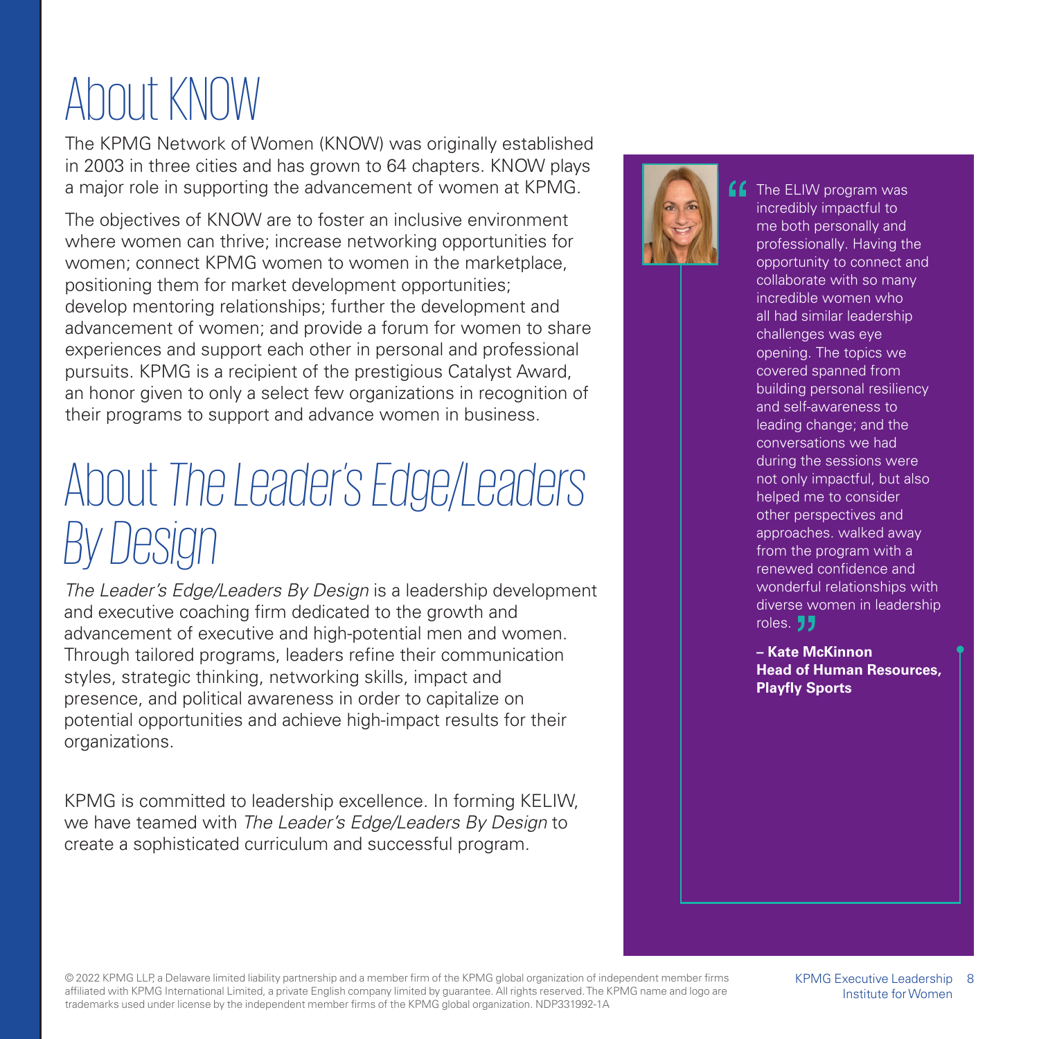# About KNOW

The KPMG Network of Women (KNOW) was originally established in 2003 in three cities and has grown to 64 chapters. KNOW plays a major role in supporting the advancement of women at KPMG.

The objectives of KNOW are to foster an inclusive environment where women can thrive; increase networking opportunities for women; connect KPMG women to women in the marketplace, positioning them for market development opportunities; develop mentoring relationships; further the development and advancement of women; and provide a forum for women to share experiences and support each other in personal and professional pursuits. KPMG is a recipient of the prestigious Catalyst Award, an honor given to only a select few organizations in recognition of their programs to support and advance women in business.

# About *The Leader's Edge/Leaders By Design*

*The Leader's Edge/Leaders By Design* is a leadership development and executive coaching firm dedicated to the growth and advancement of executive and high-potential men and women. Through tailored programs, leaders refine their communication styles, strategic thinking, networking skills, impact and presence, and political awareness in order to capitalize on potential opportunities and achieve high-impact results for their organizations.

KPMG is committed to leadership excellence. In forming KELIW, we have teamed with *The Leader's Edge/Leaders By Design* to create a sophisticated curriculum and successful program.

> "The ELIW program was incredibly impactful to me both personally and professionally. Having the opportunity to connect and collaborate with so many incredible women who all had similar leadership challenges was eye opening. The topics we covered spanned from building personal resiliency and self-awareness to leading change; and the conversations we had during the sessions were not only impactful, but also helped me to consider other perspectives and approaches. walked away from the program with a renewed confidence and wonderful relationships with diverse women in leadership roles."
>
> **– Kate McKinnon**
> **Head of Human Resources, Playfly Sports**

© 2022 KPMG LLP, a Delaware limited liability partnership and a member firm of the KPMG global organization of independent member firms affiliated with KPMG International Limited, a private English company limited by guarantee. All rights reserved. The KPMG name and logo are trademarks used under license by the independent member firms of the KPMG global organization. NDP331992-1A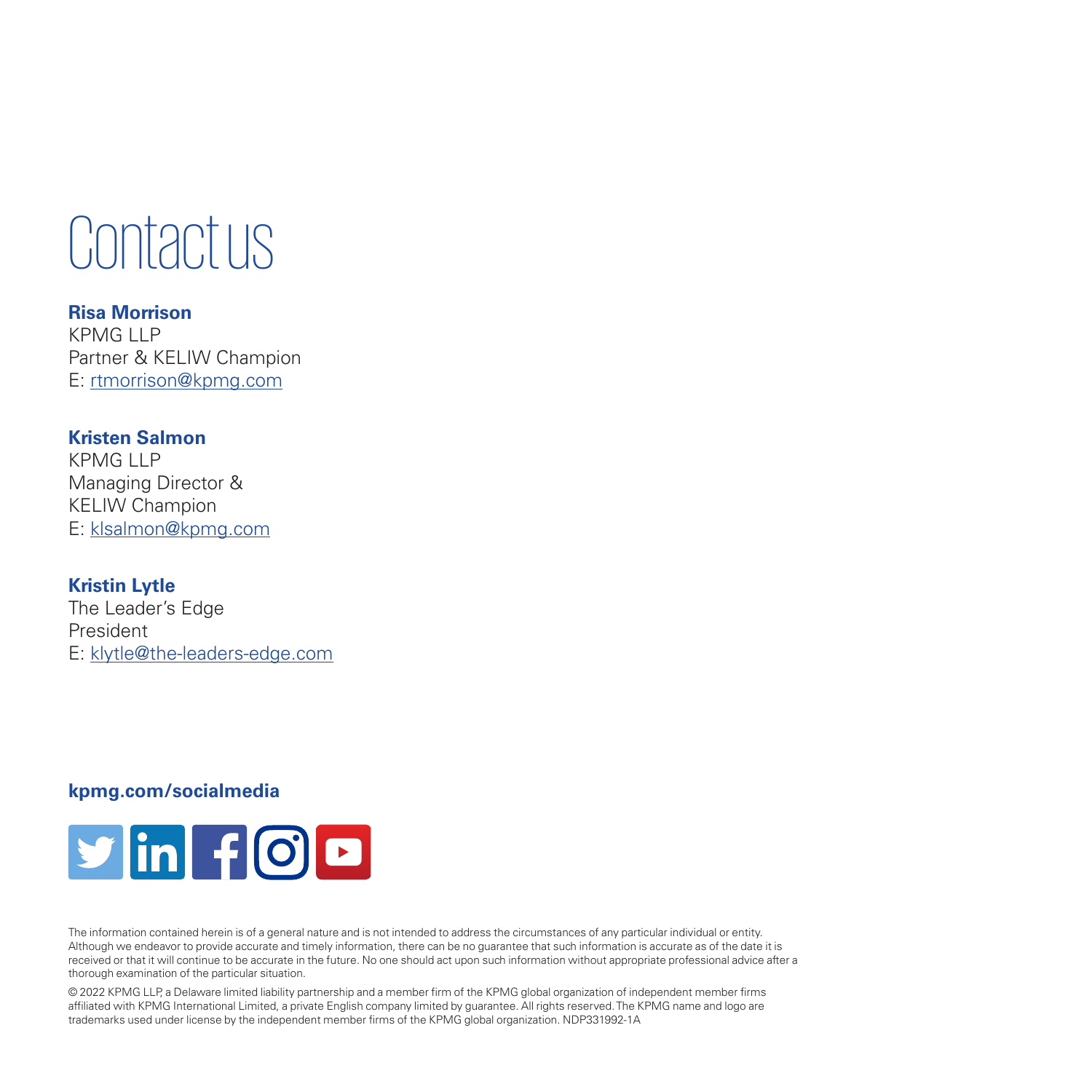# Contact us

**Risa Morrison**
KPMG LLP
Partner & KELIW Champion
E: rtmorrison@kpmg.com

**Kristen Salmon**
KPMG LLP
Managing Director &
KELIW Champion
E: klsalmon@kpmg.com

**Kristin Lytle**
The Leader's Edge
President
E: klytle@the-leaders-edge.com

**kpmg.com/socialmedia**

The information contained herein is of a general nature and is not intended to address the circumstances of any particular individual or entity. Although we endeavor to provide accurate and timely information, there can be no guarantee that such information is accurate as of the date it is received or that it will continue to be accurate in the future. No one should act upon such information without appropriate professional advice after a thorough examination of the particular situation.

© 2022 KPMG LLP, a Delaware limited liability partnership and a member firm of the KPMG global organization of independent member firms affiliated with KPMG International Limited, a private English company limited by guarantee. All rights reserved. The KPMG name and logo are trademarks used under license by the independent member firms of the KPMG global organization. NDP331992-1A